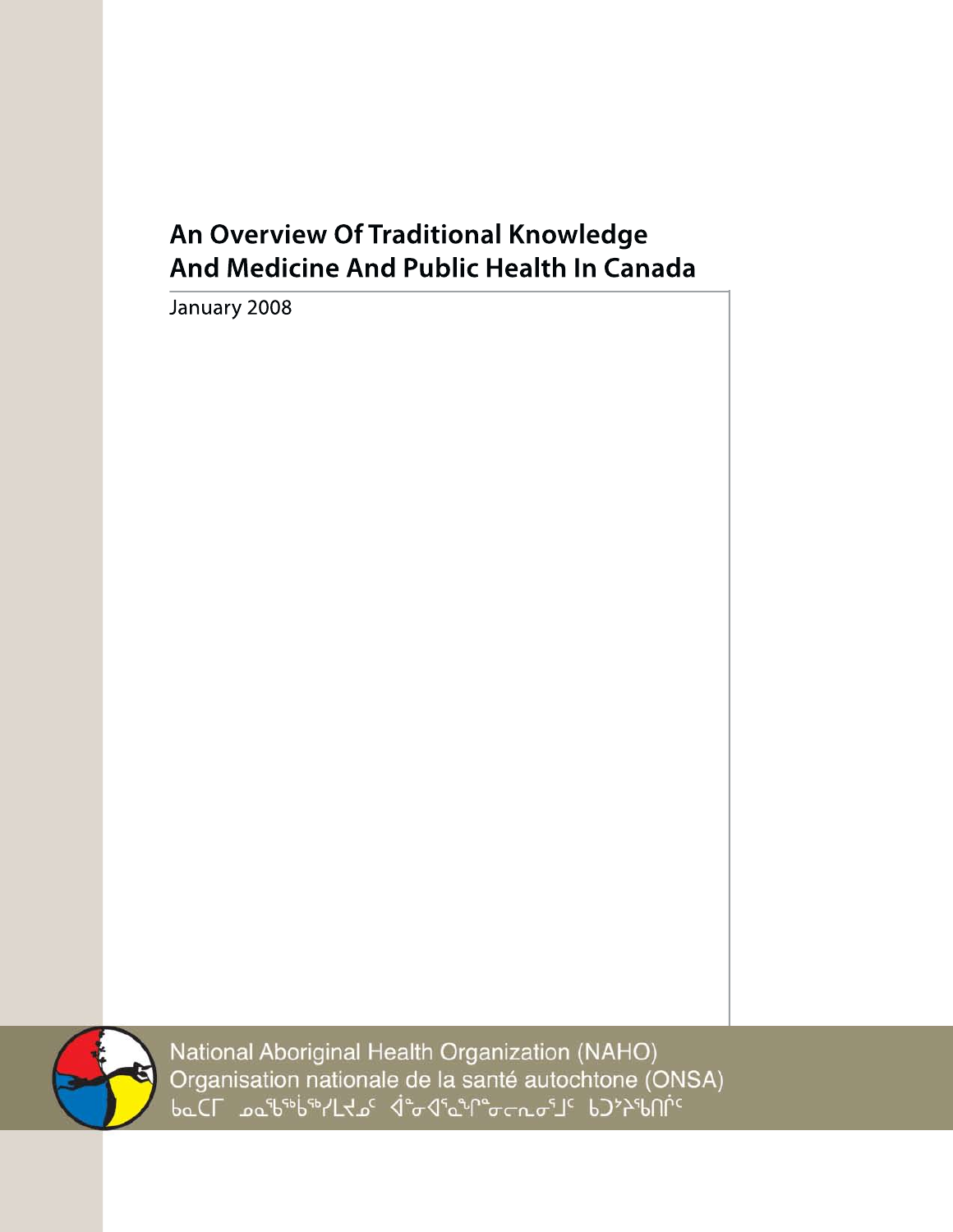# An Overview Of Traditional Knowledge And Medicine And Public Health In Canada

January 2008

National Aboriginal Health Organization (NAHO)

Organisation nationale de la santé autochtone (ONSA)

ᑲᓇᑕᒥ ᓄᓇᖃᖅᑳᖅᓯᒪᔪᓂᑦ ᐋᓐᓂᐊᖅᓈᖏᓐᓂᓕᕆᓂᕐᒧᑦ ᑲᑐᔾᔨᖃᑎᒌᑦ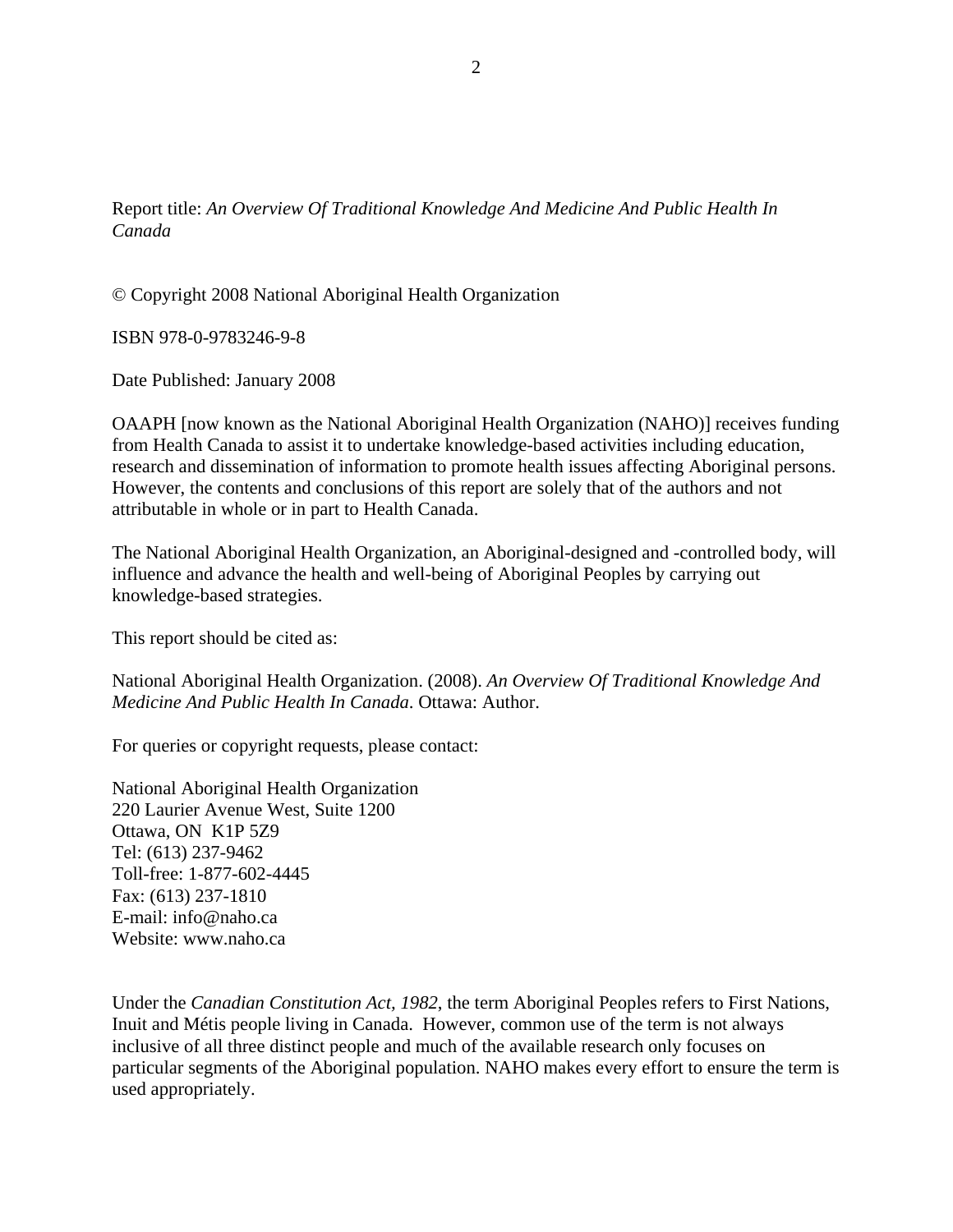Report title: *An Overview Of Traditional Knowledge And Medicine And Public Health In Canada*

© Copyright 2008 National Aboriginal Health Organization

ISBN 978-0-9783246-9-8

Date Published: January 2008

OAAPH [now known as the National Aboriginal Health Organization (NAHO)] receives funding from Health Canada to assist it to undertake knowledge-based activities including education, research and dissemination of information to promote health issues affecting Aboriginal persons. However, the contents and conclusions of this report are solely that of the authors and not attributable in whole or in part to Health Canada.

The National Aboriginal Health Organization, an Aboriginal-designed and -controlled body, will influence and advance the health and well-being of Aboriginal Peoples by carrying out knowledge-based strategies.

This report should be cited as:

National Aboriginal Health Organization. (2008). *An Overview Of Traditional Knowledge And Medicine And Public Health In Canada*. Ottawa: Author.

For queries or copyright requests, please contact:

National Aboriginal Health Organization
220 Laurier Avenue West, Suite 1200
Ottawa, ON K1P 5Z9
Tel: (613) 237-9462
Toll-free: 1-877-602-4445
Fax: (613) 237-1810
E-mail: info@naho.ca
Website: www.naho.ca

Under the *Canadian Constitution Act, 1982*, the term Aboriginal Peoples refers to First Nations, Inuit and Métis people living in Canada. However, common use of the term is not always inclusive of all three distinct people and much of the available research only focuses on particular segments of the Aboriginal population. NAHO makes every effort to ensure the term is used appropriately.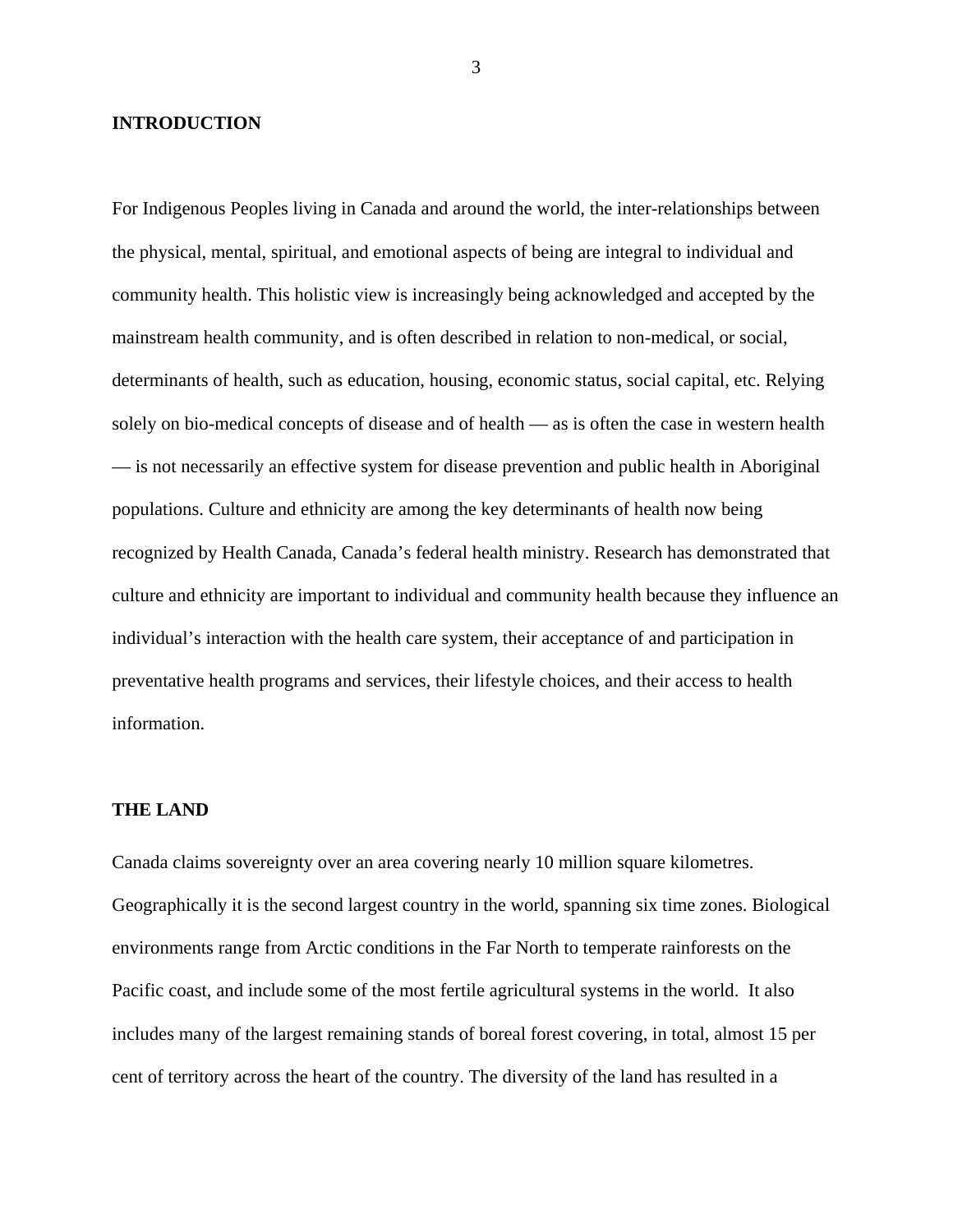## INTRODUCTION

For Indigenous Peoples living in Canada and around the world, the inter-relationships between the physical, mental, spiritual, and emotional aspects of being are integral to individual and community health. This holistic view is increasingly being acknowledged and accepted by the mainstream health community, and is often described in relation to non-medical, or social, determinants of health, such as education, housing, economic status, social capital, etc. Relying solely on bio-medical concepts of disease and of health — as is often the case in western health — is not necessarily an effective system for disease prevention and public health in Aboriginal populations. Culture and ethnicity are among the key determinants of health now being recognized by Health Canada, Canada's federal health ministry. Research has demonstrated that culture and ethnicity are important to individual and community health because they influence an individual's interaction with the health care system, their acceptance of and participation in preventative health programs and services, their lifestyle choices, and their access to health information.

## THE LAND

Canada claims sovereignty over an area covering nearly 10 million square kilometres. Geographically it is the second largest country in the world, spanning six time zones. Biological environments range from Arctic conditions in the Far North to temperate rainforests on the Pacific coast, and include some of the most fertile agricultural systems in the world. It also includes many of the largest remaining stands of boreal forest covering, in total, almost 15 per cent of territory across the heart of the country. The diversity of the land has resulted in a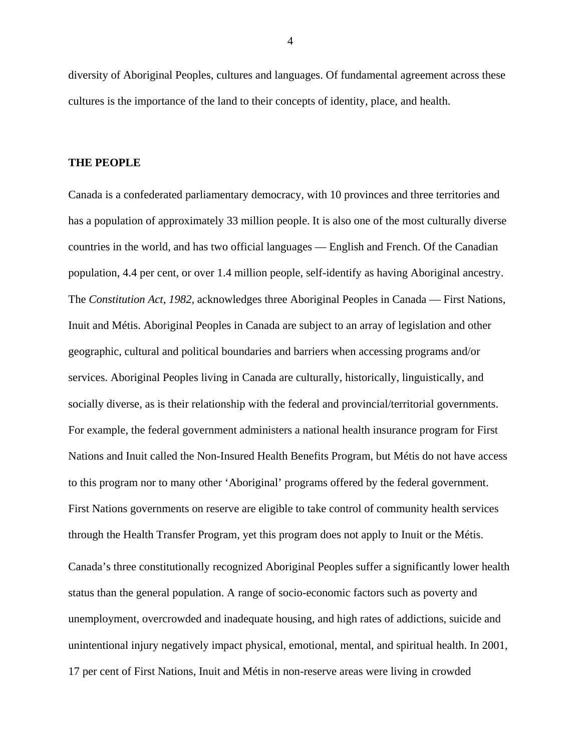diversity of Aboriginal Peoples, cultures and languages. Of fundamental agreement across these cultures is the importance of the land to their concepts of identity, place, and health.

## THE PEOPLE

Canada is a confederated parliamentary democracy, with 10 provinces and three territories and has a population of approximately 33 million people. It is also one of the most culturally diverse countries in the world, and has two official languages — English and French. Of the Canadian population, 4.4 per cent, or over 1.4 million people, self-identify as having Aboriginal ancestry. The *Constitution Act, 1982,* acknowledges three Aboriginal Peoples in Canada — First Nations, Inuit and Métis. Aboriginal Peoples in Canada are subject to an array of legislation and other geographic, cultural and political boundaries and barriers when accessing programs and/or services. Aboriginal Peoples living in Canada are culturally, historically, linguistically, and socially diverse, as is their relationship with the federal and provincial/territorial governments. For example, the federal government administers a national health insurance program for First Nations and Inuit called the Non-Insured Health Benefits Program, but Métis do not have access to this program nor to many other 'Aboriginal' programs offered by the federal government. First Nations governments on reserve are eligible to take control of community health services through the Health Transfer Program, yet this program does not apply to Inuit or the Métis.

Canada's three constitutionally recognized Aboriginal Peoples suffer a significantly lower health status than the general population. A range of socio-economic factors such as poverty and unemployment, overcrowded and inadequate housing, and high rates of addictions, suicide and unintentional injury negatively impact physical, emotional, mental, and spiritual health. In 2001, 17 per cent of First Nations, Inuit and Métis in non-reserve areas were living in crowded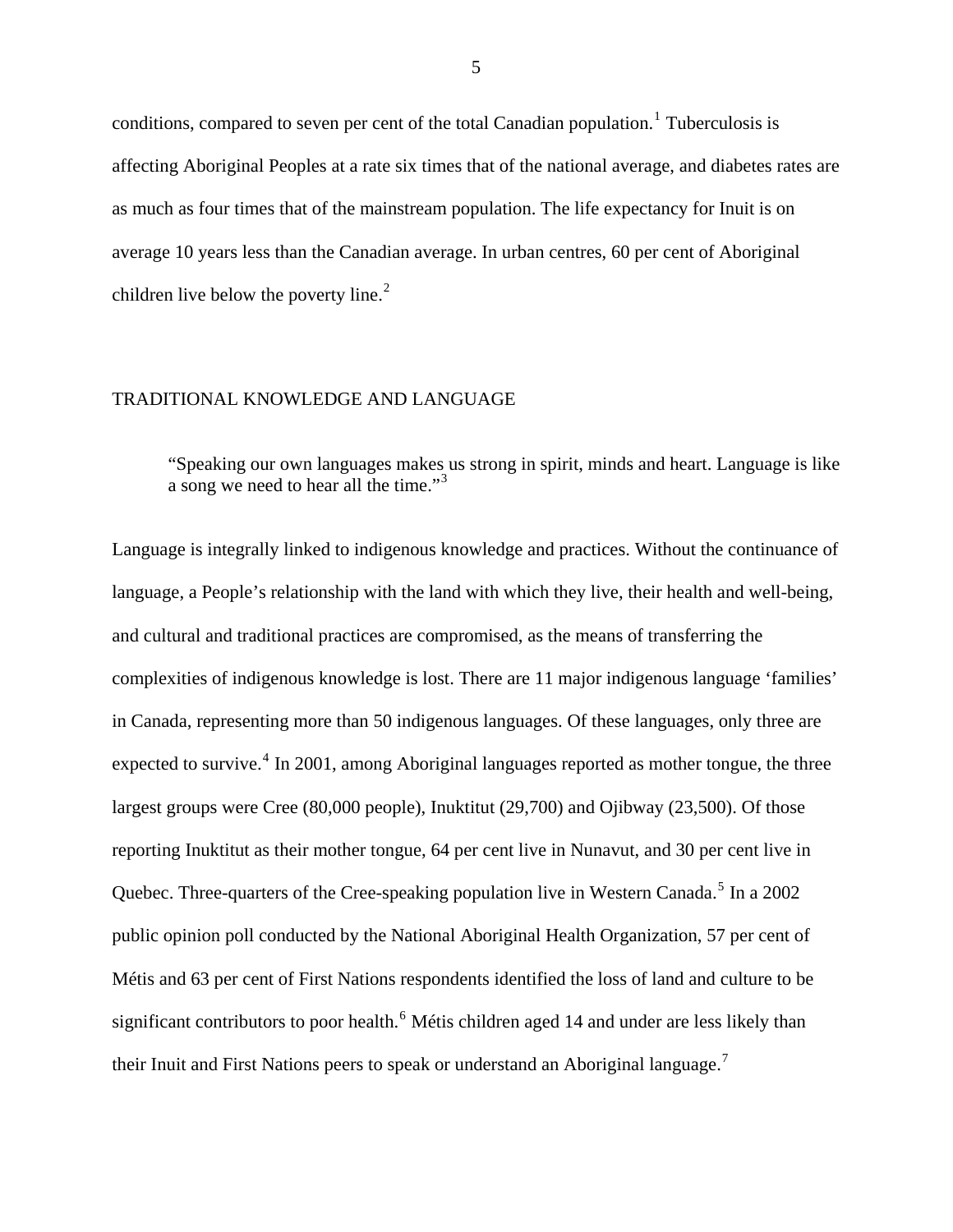conditions, compared to seven per cent of the total Canadian population.[1] Tuberculosis is affecting Aboriginal Peoples at a rate six times that of the national average, and diabetes rates are as much as four times that of the mainstream population. The life expectancy for Inuit is on average 10 years less than the Canadian average. In urban centres, 60 per cent of Aboriginal children live below the poverty line.[2]

## TRADITIONAL KNOWLEDGE AND LANGUAGE

> "Speaking our own languages makes us strong in spirit, minds and heart. Language is like a song we need to hear all the time."[3]

Language is integrally linked to indigenous knowledge and practices. Without the continuance of language, a People's relationship with the land with which they live, their health and well-being, and cultural and traditional practices are compromised, as the means of transferring the complexities of indigenous knowledge is lost. There are 11 major indigenous language 'families' in Canada, representing more than 50 indigenous languages. Of these languages, only three are expected to survive.[4] In 2001, among Aboriginal languages reported as mother tongue, the three largest groups were Cree (80,000 people), Inuktitut (29,700) and Ojibway (23,500). Of those reporting Inuktitut as their mother tongue, 64 per cent live in Nunavut, and 30 per cent live in Quebec. Three-quarters of the Cree-speaking population live in Western Canada.[5] In a 2002 public opinion poll conducted by the National Aboriginal Health Organization, 57 per cent of Métis and 63 per cent of First Nations respondents identified the loss of land and culture to be significant contributors to poor health.[6] Métis children aged 14 and under are less likely than their Inuit and First Nations peers to speak or understand an Aboriginal language.[7]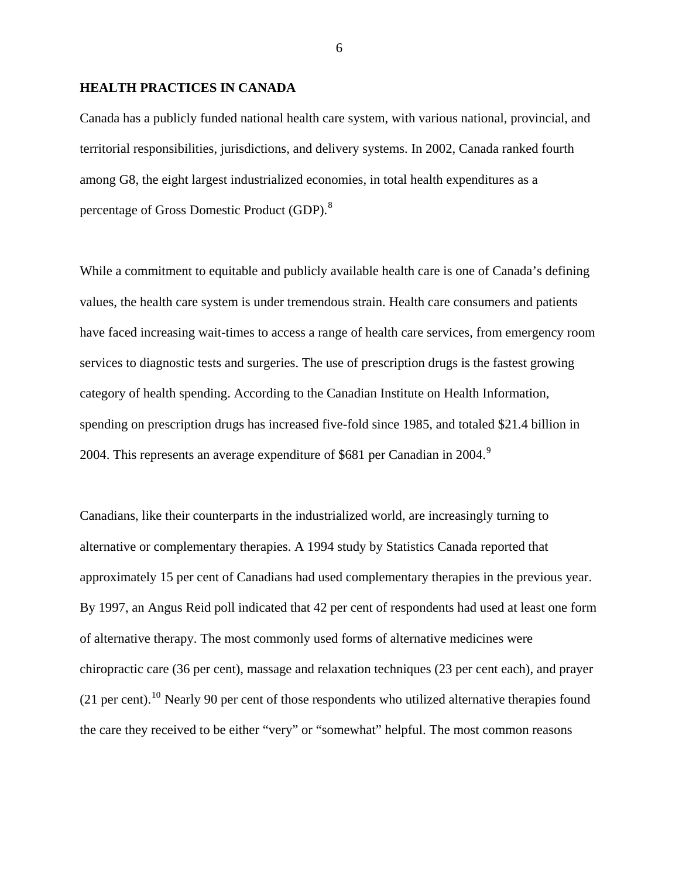## HEALTH PRACTICES IN CANADA

Canada has a publicly funded national health care system, with various national, provincial, and territorial responsibilities, jurisdictions, and delivery systems. In 2002, Canada ranked fourth among G8, the eight largest industrialized economies, in total health expenditures as a percentage of Gross Domestic Product (GDP).[8]

While a commitment to equitable and publicly available health care is one of Canada's defining values, the health care system is under tremendous strain. Health care consumers and patients have faced increasing wait-times to access a range of health care services, from emergency room services to diagnostic tests and surgeries. The use of prescription drugs is the fastest growing category of health spending. According to the Canadian Institute on Health Information, spending on prescription drugs has increased five-fold since 1985, and totaled $21.4 billion in 2004. This represents an average expenditure of $681 per Canadian in 2004.[9]

Canadians, like their counterparts in the industrialized world, are increasingly turning to alternative or complementary therapies. A 1994 study by Statistics Canada reported that approximately 15 per cent of Canadians had used complementary therapies in the previous year. By 1997, an Angus Reid poll indicated that 42 per cent of respondents had used at least one form of alternative therapy. The most commonly used forms of alternative medicines were chiropractic care (36 per cent), massage and relaxation techniques (23 per cent each), and prayer (21 per cent).[10] Nearly 90 per cent of those respondents who utilized alternative therapies found the care they received to be either "very" or "somewhat" helpful. The most common reasons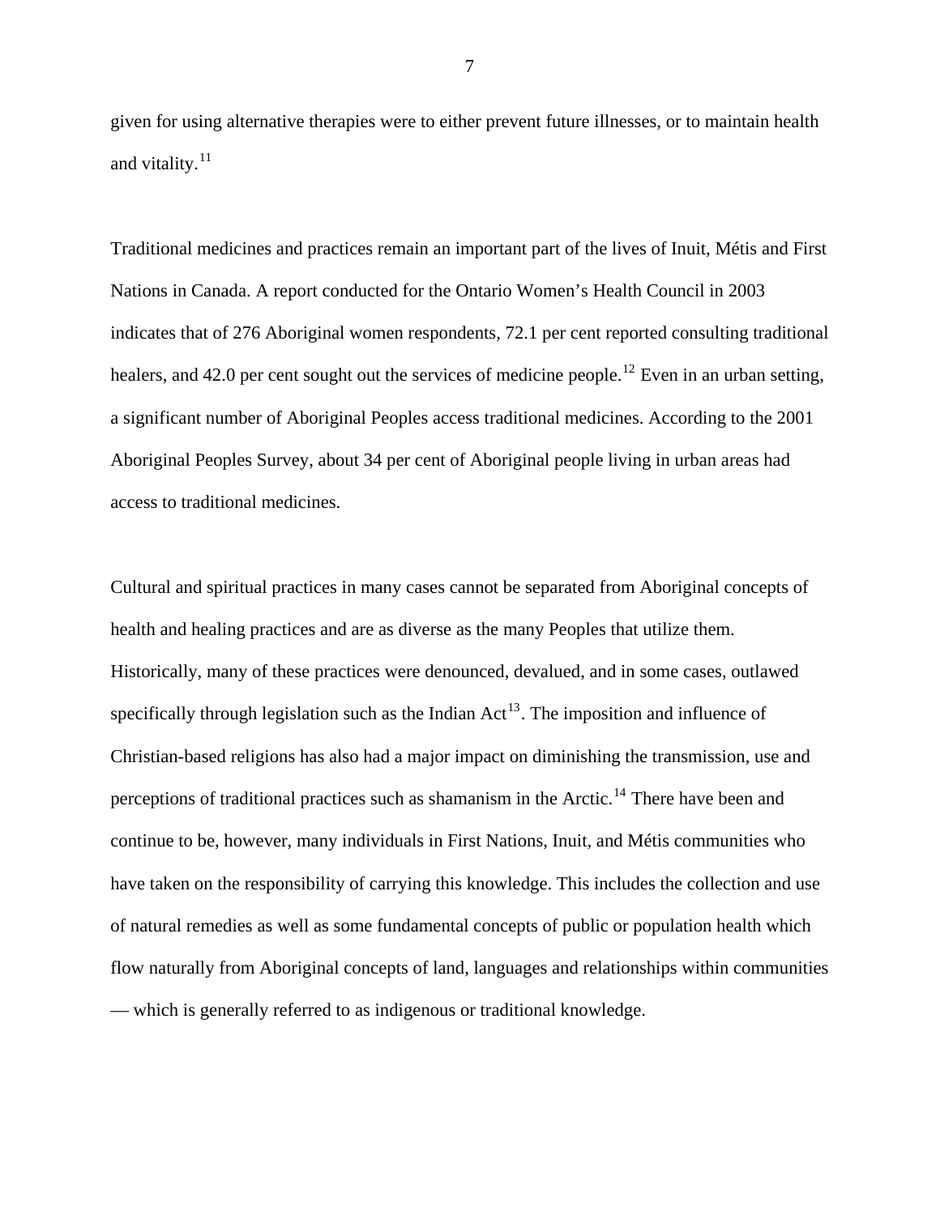given for using alternative therapies were to either prevent future illnesses, or to maintain health and vitality.[11]

Traditional medicines and practices remain an important part of the lives of Inuit, Métis and First Nations in Canada. A report conducted for the Ontario Women's Health Council in 2003 indicates that of 276 Aboriginal women respondents, 72.1 per cent reported consulting traditional healers, and 42.0 per cent sought out the services of medicine people.[12] Even in an urban setting, a significant number of Aboriginal Peoples access traditional medicines. According to the 2001 Aboriginal Peoples Survey, about 34 per cent of Aboriginal people living in urban areas had access to traditional medicines.

Cultural and spiritual practices in many cases cannot be separated from Aboriginal concepts of health and healing practices and are as diverse as the many Peoples that utilize them. Historically, many of these practices were denounced, devalued, and in some cases, outlawed specifically through legislation such as the Indian Act[13]. The imposition and influence of Christian-based religions has also had a major impact on diminishing the transmission, use and perceptions of traditional practices such as shamanism in the Arctic.[14] There have been and continue to be, however, many individuals in First Nations, Inuit, and Métis communities who have taken on the responsibility of carrying this knowledge. This includes the collection and use of natural remedies as well as some fundamental concepts of public or population health which flow naturally from Aboriginal concepts of land, languages and relationships within communities — which is generally referred to as indigenous or traditional knowledge.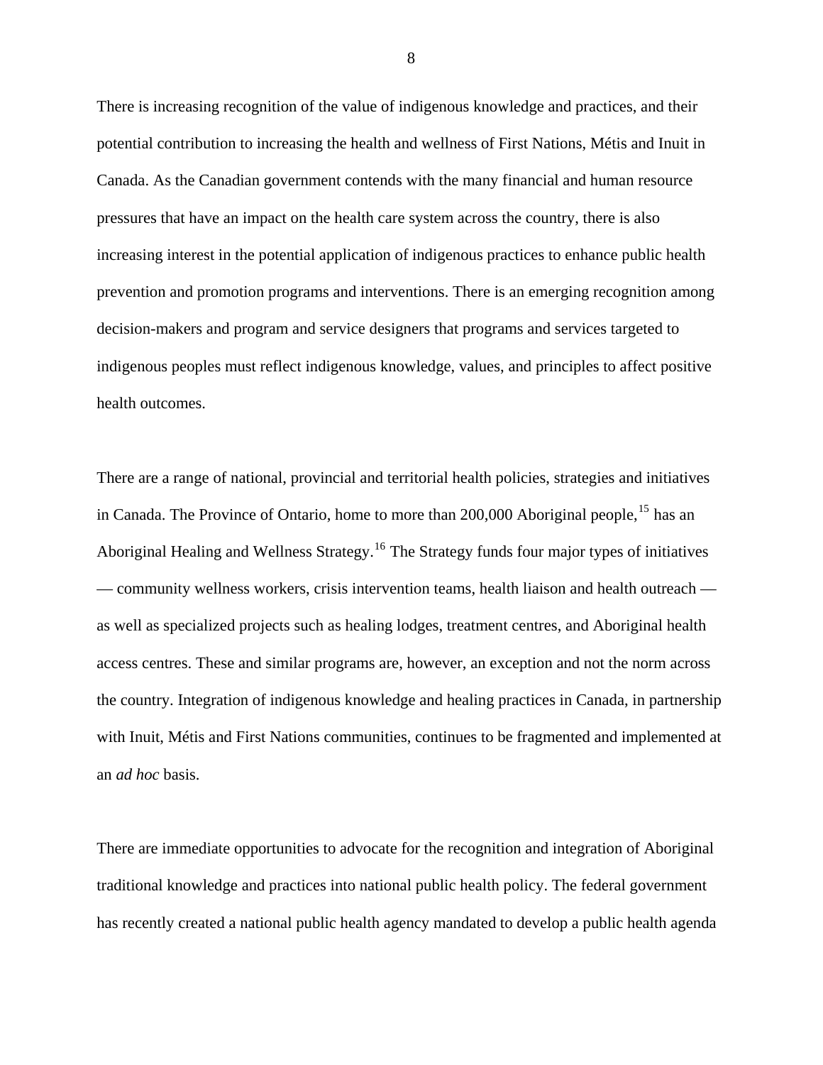There is increasing recognition of the value of indigenous knowledge and practices, and their potential contribution to increasing the health and wellness of First Nations, Métis and Inuit in Canada. As the Canadian government contends with the many financial and human resource pressures that have an impact on the health care system across the country, there is also increasing interest in the potential application of indigenous practices to enhance public health prevention and promotion programs and interventions. There is an emerging recognition among decision-makers and program and service designers that programs and services targeted to indigenous peoples must reflect indigenous knowledge, values, and principles to affect positive health outcomes.

There are a range of national, provincial and territorial health policies, strategies and initiatives in Canada. The Province of Ontario, home to more than 200,000 Aboriginal people,[15] has an Aboriginal Healing and Wellness Strategy.[16] The Strategy funds four major types of initiatives — community wellness workers, crisis intervention teams, health liaison and health outreach — as well as specialized projects such as healing lodges, treatment centres, and Aboriginal health access centres. These and similar programs are, however, an exception and not the norm across the country. Integration of indigenous knowledge and healing practices in Canada, in partnership with Inuit, Métis and First Nations communities, continues to be fragmented and implemented at an *ad hoc* basis.

There are immediate opportunities to advocate for the recognition and integration of Aboriginal traditional knowledge and practices into national public health policy. The federal government has recently created a national public health agency mandated to develop a public health agenda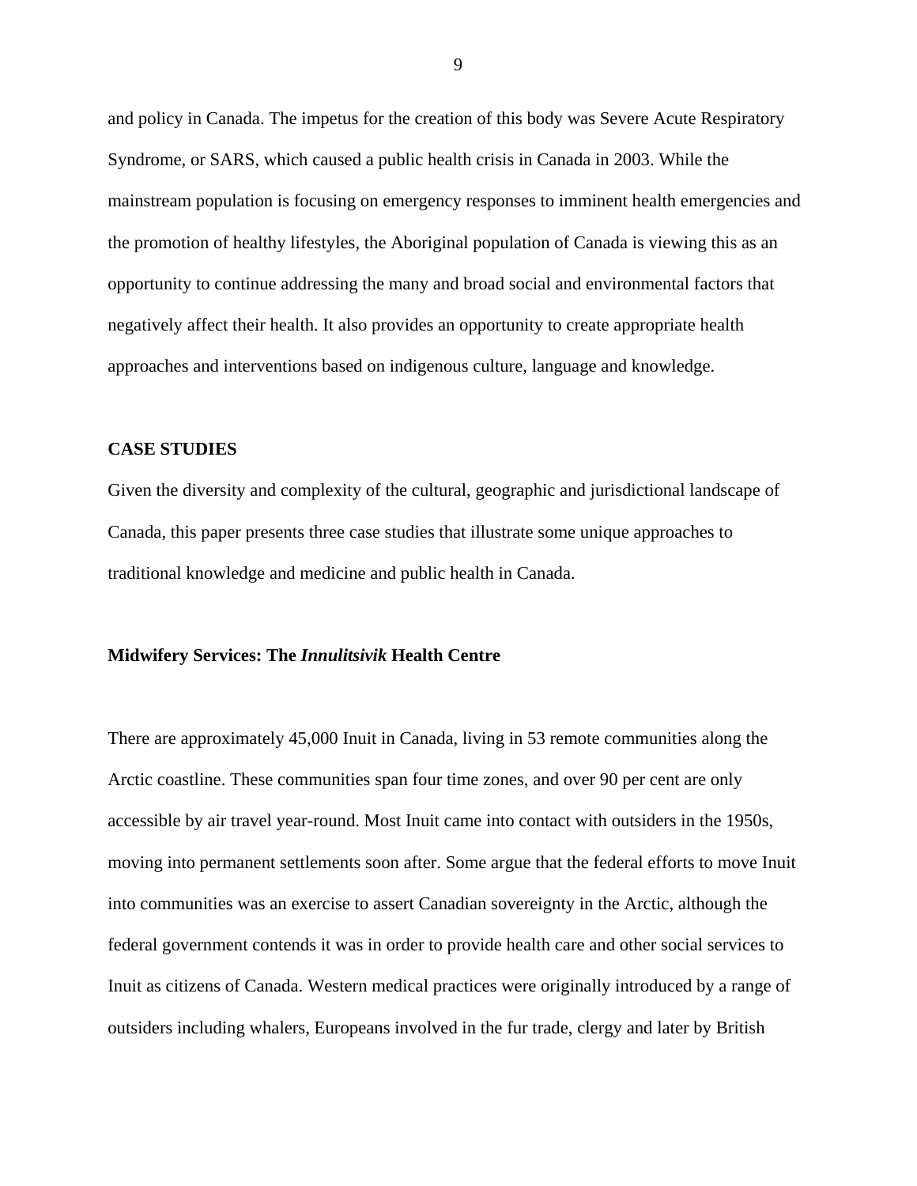and policy in Canada. The impetus for the creation of this body was Severe Acute Respiratory Syndrome, or SARS, which caused a public health crisis in Canada in 2003. While the mainstream population is focusing on emergency responses to imminent health emergencies and the promotion of healthy lifestyles, the Aboriginal population of Canada is viewing this as an opportunity to continue addressing the many and broad social and environmental factors that negatively affect their health. It also provides an opportunity to create appropriate health approaches and interventions based on indigenous culture, language and knowledge.

## CASE STUDIES

Given the diversity and complexity of the cultural, geographic and jurisdictional landscape of Canada, this paper presents three case studies that illustrate some unique approaches to traditional knowledge and medicine and public health in Canada.

### Midwifery Services: The *Innulitsivik* Health Centre

There are approximately 45,000 Inuit in Canada, living in 53 remote communities along the Arctic coastline. These communities span four time zones, and over 90 per cent are only accessible by air travel year-round. Most Inuit came into contact with outsiders in the 1950s, moving into permanent settlements soon after. Some argue that the federal efforts to move Inuit into communities was an exercise to assert Canadian sovereignty in the Arctic, although the federal government contends it was in order to provide health care and other social services to Inuit as citizens of Canada. Western medical practices were originally introduced by a range of outsiders including whalers, Europeans involved in the fur trade, clergy and later by British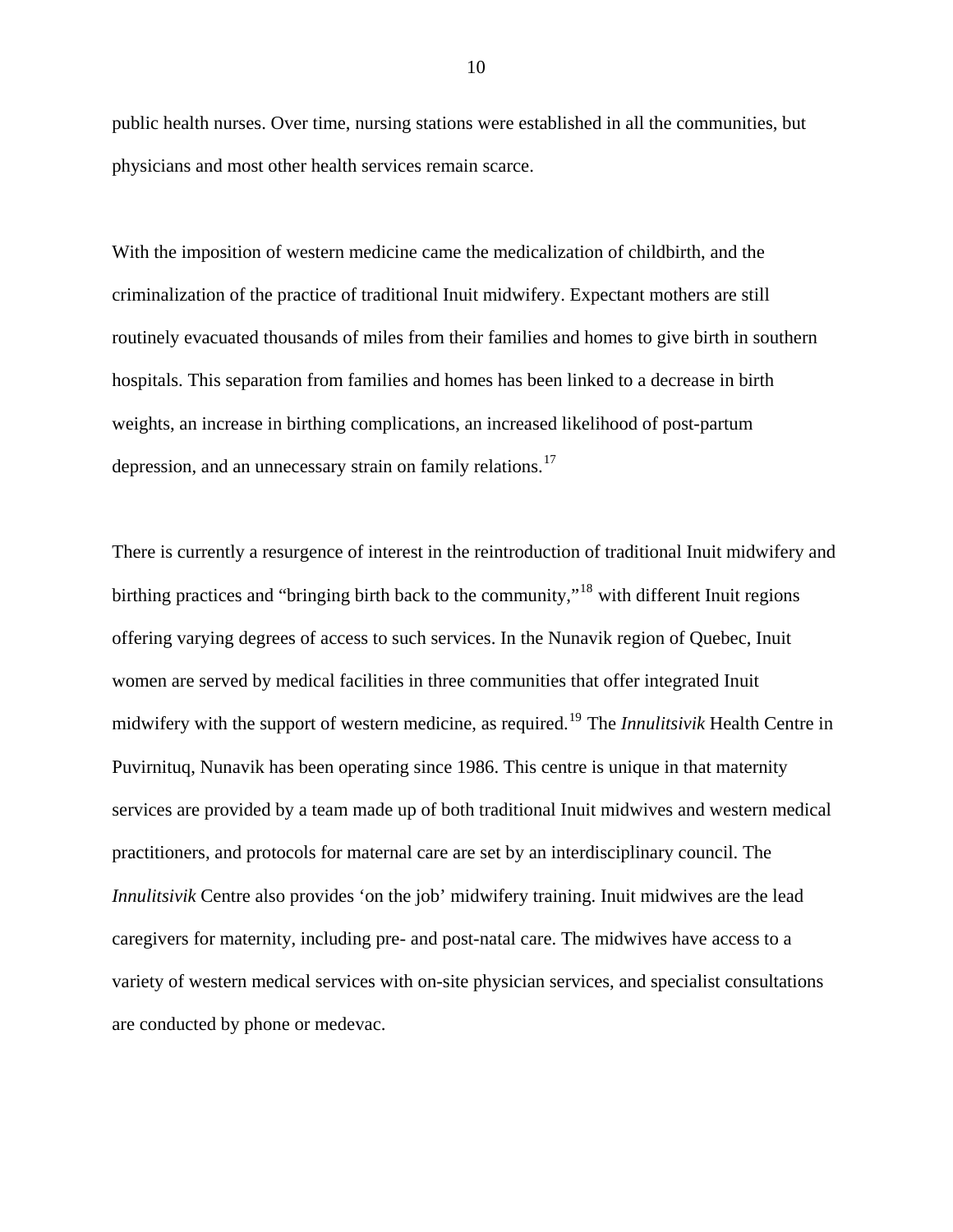public health nurses. Over time, nursing stations were established in all the communities, but physicians and most other health services remain scarce.

With the imposition of western medicine came the medicalization of childbirth, and the criminalization of the practice of traditional Inuit midwifery. Expectant mothers are still routinely evacuated thousands of miles from their families and homes to give birth in southern hospitals. This separation from families and homes has been linked to a decrease in birth weights, an increase in birthing complications, an increased likelihood of post-partum depression, and an unnecessary strain on family relations.[17]

There is currently a resurgence of interest in the reintroduction of traditional Inuit midwifery and birthing practices and "bringing birth back to the community,"[18] with different Inuit regions offering varying degrees of access to such services. In the Nunavik region of Quebec, Inuit women are served by medical facilities in three communities that offer integrated Inuit midwifery with the support of western medicine, as required.[19] The *Innulitsivik* Health Centre in Puvirnituq, Nunavik has been operating since 1986. This centre is unique in that maternity services are provided by a team made up of both traditional Inuit midwives and western medical practitioners, and protocols for maternal care are set by an interdisciplinary council. The *Innulitsivik* Centre also provides 'on the job' midwifery training. Inuit midwives are the lead caregivers for maternity, including pre- and post-natal care. The midwives have access to a variety of western medical services with on-site physician services, and specialist consultations are conducted by phone or medevac.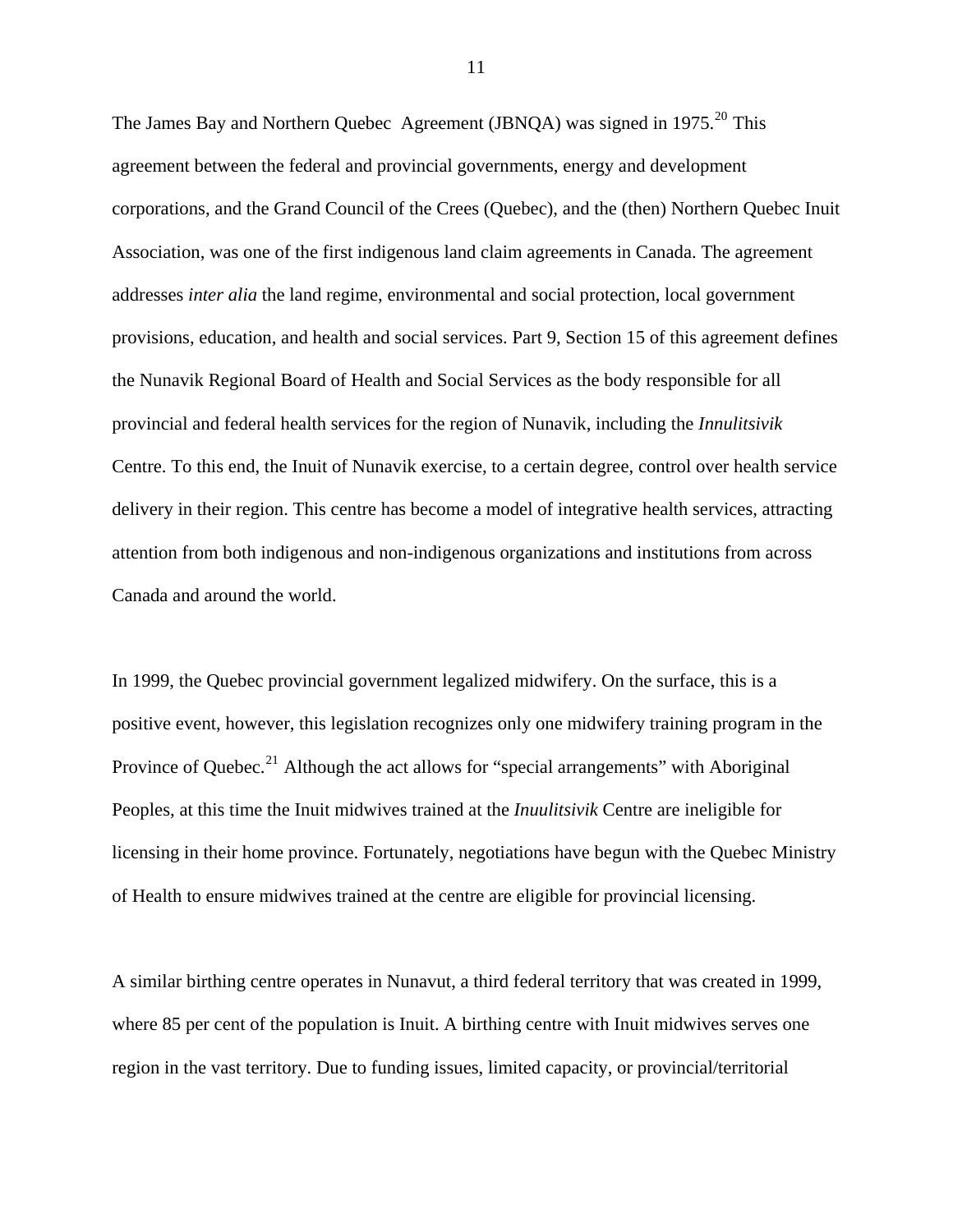The James Bay and Northern Quebec Agreement (JBNQA) was signed in 1975.[20] This agreement between the federal and provincial governments, energy and development corporations, and the Grand Council of the Crees (Quebec), and the (then) Northern Quebec Inuit Association, was one of the first indigenous land claim agreements in Canada. The agreement addresses *inter alia* the land regime, environmental and social protection, local government provisions, education, and health and social services. Part 9, Section 15 of this agreement defines the Nunavik Regional Board of Health and Social Services as the body responsible for all provincial and federal health services for the region of Nunavik, including the *Innulitsivik* Centre. To this end, the Inuit of Nunavik exercise, to a certain degree, control over health service delivery in their region. This centre has become a model of integrative health services, attracting attention from both indigenous and non-indigenous organizations and institutions from across Canada and around the world.

In 1999, the Quebec provincial government legalized midwifery. On the surface, this is a positive event, however, this legislation recognizes only one midwifery training program in the Province of Quebec.[21] Although the act allows for "special arrangements" with Aboriginal Peoples, at this time the Inuit midwives trained at the *Inuulitsivik* Centre are ineligible for licensing in their home province. Fortunately, negotiations have begun with the Quebec Ministry of Health to ensure midwives trained at the centre are eligible for provincial licensing.

A similar birthing centre operates in Nunavut, a third federal territory that was created in 1999, where 85 per cent of the population is Inuit. A birthing centre with Inuit midwives serves one region in the vast territory. Due to funding issues, limited capacity, or provincial/territorial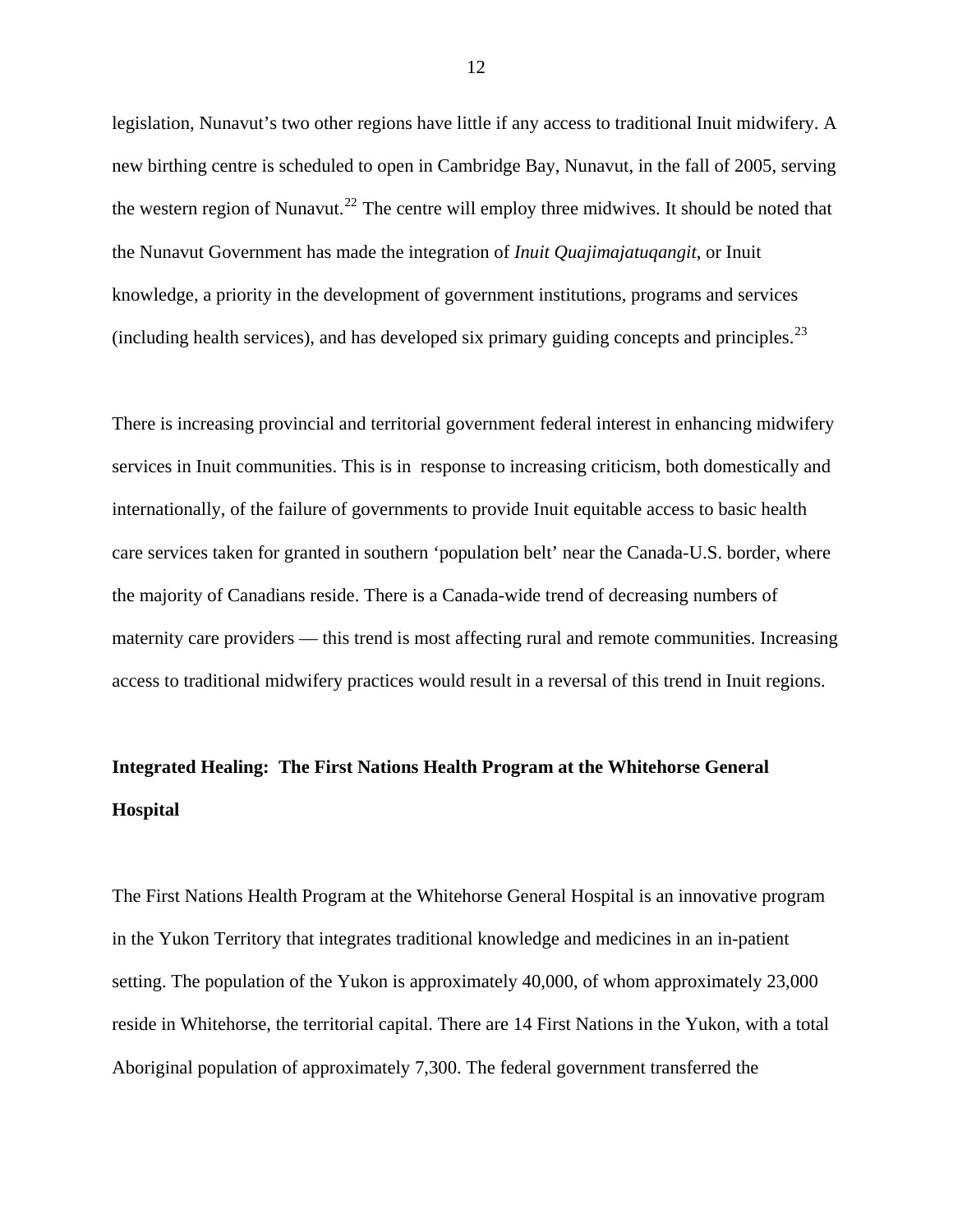legislation, Nunavut's two other regions have little if any access to traditional Inuit midwifery. A new birthing centre is scheduled to open in Cambridge Bay, Nunavut, in the fall of 2005, serving the western region of Nunavut.[22] The centre will employ three midwives. It should be noted that the Nunavut Government has made the integration of *Inuit Quajimajatuqangit*, or Inuit knowledge, a priority in the development of government institutions, programs and services (including health services), and has developed six primary guiding concepts and principles.[23]

There is increasing provincial and territorial government federal interest in enhancing midwifery services in Inuit communities. This is in response to increasing criticism, both domestically and internationally, of the failure of governments to provide Inuit equitable access to basic health care services taken for granted in southern 'population belt' near the Canada-U.S. border, where the majority of Canadians reside. There is a Canada-wide trend of decreasing numbers of maternity care providers — this trend is most affecting rural and remote communities. Increasing access to traditional midwifery practices would result in a reversal of this trend in Inuit regions.

**Integrated Healing: The First Nations Health Program at the Whitehorse General Hospital**

The First Nations Health Program at the Whitehorse General Hospital is an innovative program in the Yukon Territory that integrates traditional knowledge and medicines in an in-patient setting. The population of the Yukon is approximately 40,000, of whom approximately 23,000 reside in Whitehorse, the territorial capital. There are 14 First Nations in the Yukon, with a total Aboriginal population of approximately 7,300. The federal government transferred the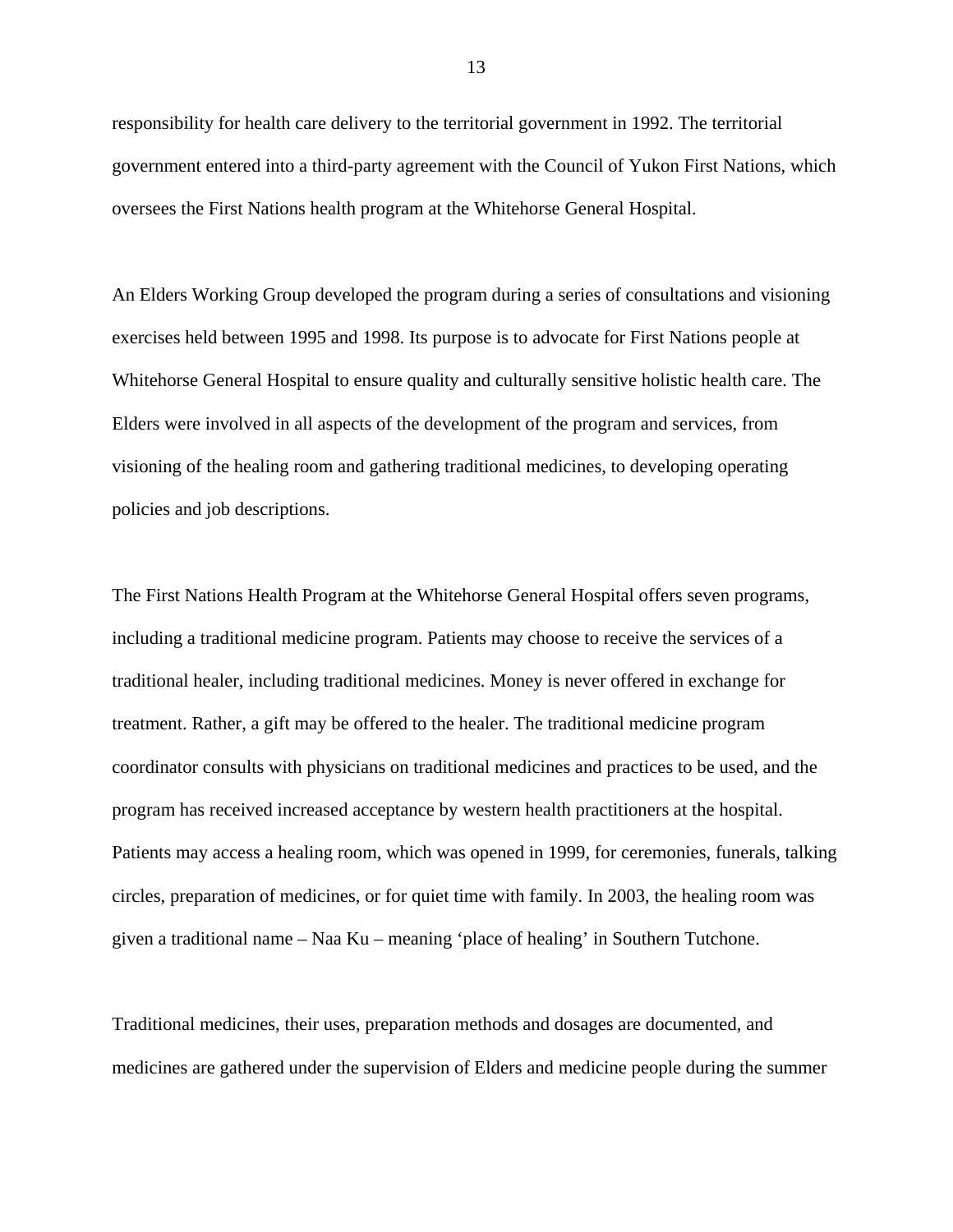responsibility for health care delivery to the territorial government in 1992. The territorial government entered into a third-party agreement with the Council of Yukon First Nations, which oversees the First Nations health program at the Whitehorse General Hospital.

An Elders Working Group developed the program during a series of consultations and visioning exercises held between 1995 and 1998. Its purpose is to advocate for First Nations people at Whitehorse General Hospital to ensure quality and culturally sensitive holistic health care. The Elders were involved in all aspects of the development of the program and services, from visioning of the healing room and gathering traditional medicines, to developing operating policies and job descriptions.

The First Nations Health Program at the Whitehorse General Hospital offers seven programs, including a traditional medicine program. Patients may choose to receive the services of a traditional healer, including traditional medicines. Money is never offered in exchange for treatment. Rather, a gift may be offered to the healer. The traditional medicine program coordinator consults with physicians on traditional medicines and practices to be used, and the program has received increased acceptance by western health practitioners at the hospital. Patients may access a healing room, which was opened in 1999, for ceremonies, funerals, talking circles, preparation of medicines, or for quiet time with family. In 2003, the healing room was given a traditional name – Naa Ku – meaning 'place of healing' in Southern Tutchone.

Traditional medicines, their uses, preparation methods and dosages are documented, and medicines are gathered under the supervision of Elders and medicine people during the summer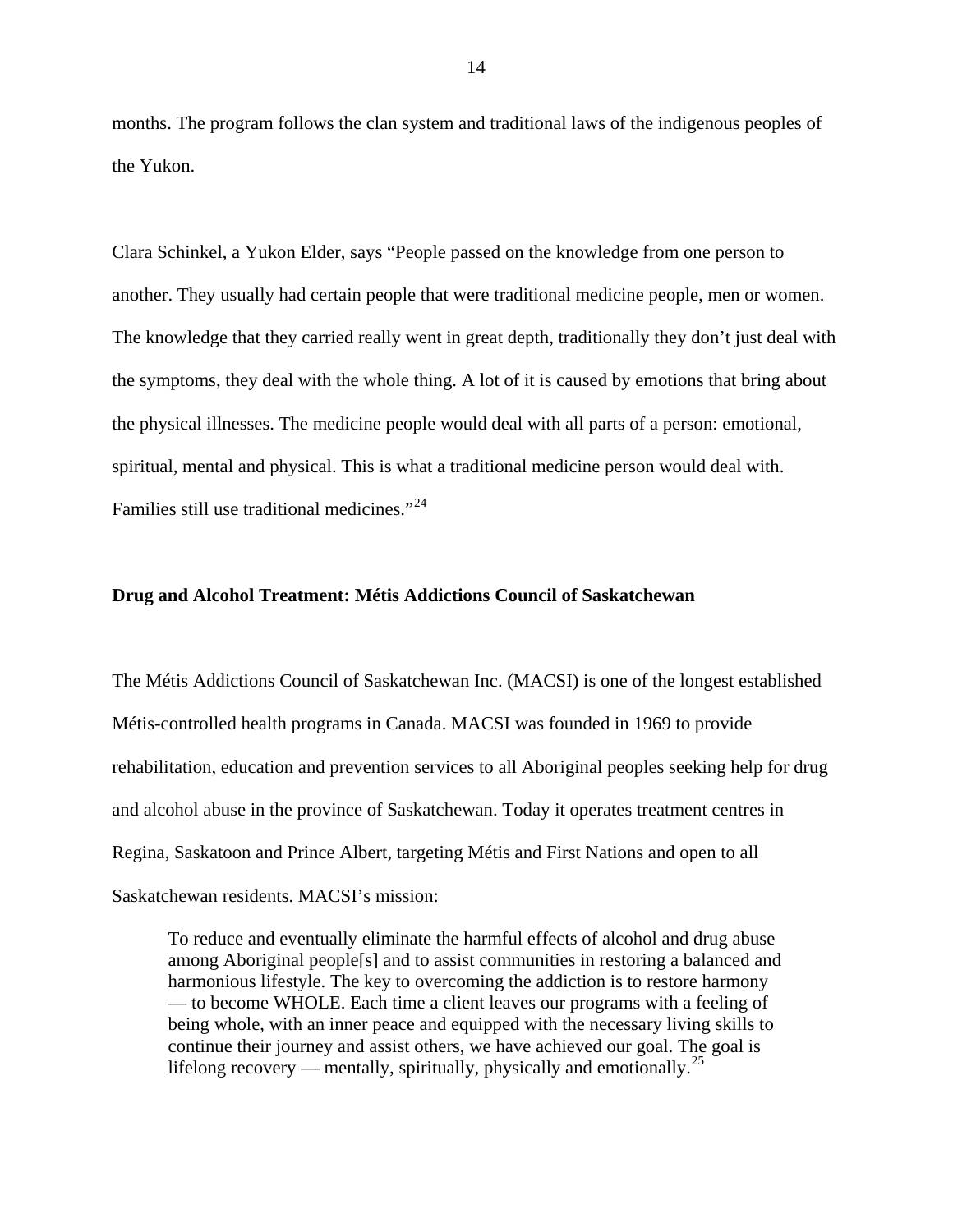months. The program follows the clan system and traditional laws of the indigenous peoples of the Yukon.

Clara Schinkel, a Yukon Elder, says “People passed on the knowledge from one person to another. They usually had certain people that were traditional medicine people, men or women. The knowledge that they carried really went in great depth, traditionally they don’t just deal with the symptoms, they deal with the whole thing. A lot of it is caused by emotions that bring about the physical illnesses. The medicine people would deal with all parts of a person: emotional, spiritual, mental and physical. This is what a traditional medicine person would deal with. Families still use traditional medicines.”[24]

**Drug and Alcohol Treatment: Métis Addictions Council of Saskatchewan**

The Métis Addictions Council of Saskatchewan Inc. (MACSI) is one of the longest established Métis-controlled health programs in Canada. MACSI was founded in 1969 to provide rehabilitation, education and prevention services to all Aboriginal peoples seeking help for drug and alcohol abuse in the province of Saskatchewan. Today it operates treatment centres in Regina, Saskatoon and Prince Albert, targeting Métis and First Nations and open to all Saskatchewan residents. MACSI’s mission:

> To reduce and eventually eliminate the harmful effects of alcohol and drug abuse among Aboriginal people[s] and to assist communities in restoring a balanced and harmonious lifestyle. The key to overcoming the addiction is to restore harmony — to become WHOLE. Each time a client leaves our programs with a feeling of being whole, with an inner peace and equipped with the necessary living skills to continue their journey and assist others, we have achieved our goal. The goal is lifelong recovery — mentally, spiritually, physically and emotionally.[25]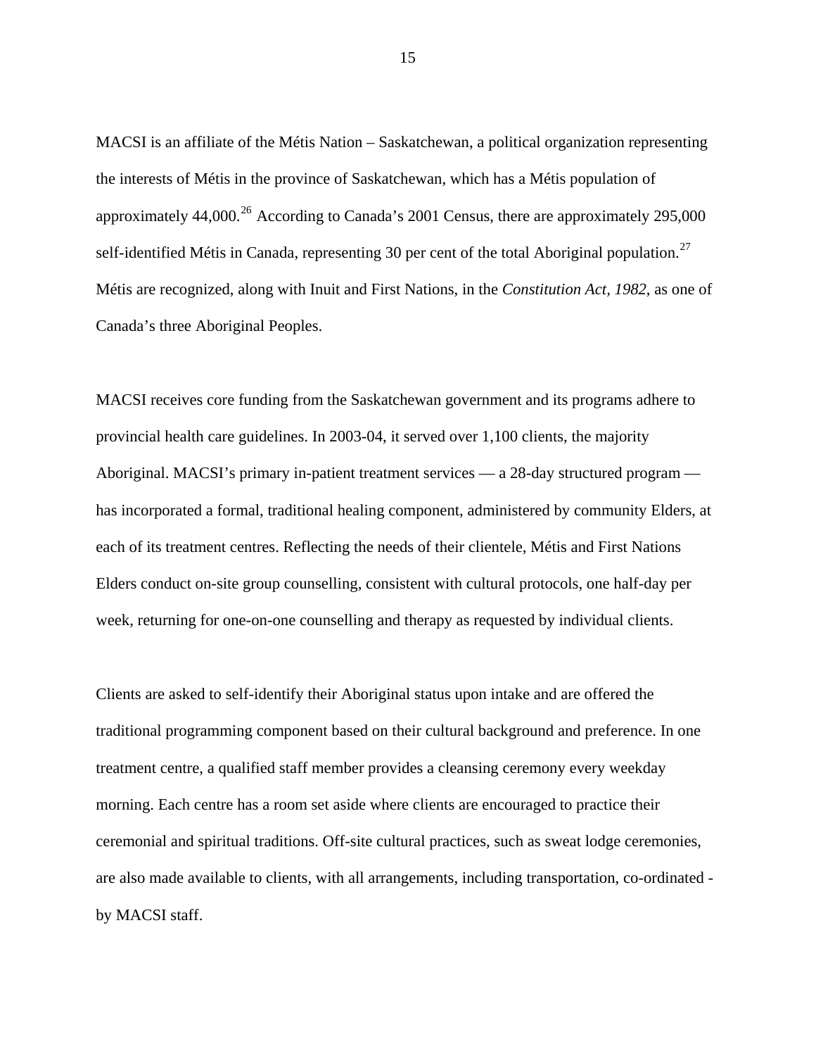MACSI is an affiliate of the Métis Nation – Saskatchewan, a political organization representing the interests of Métis in the province of Saskatchewan, which has a Métis population of approximately 44,000.[26] According to Canada's 2001 Census, there are approximately 295,000 self-identified Métis in Canada, representing 30 per cent of the total Aboriginal population.[27] Métis are recognized, along with Inuit and First Nations, in the *Constitution Act, 1982*, as one of Canada's three Aboriginal Peoples.

MACSI receives core funding from the Saskatchewan government and its programs adhere to provincial health care guidelines. In 2003-04, it served over 1,100 clients, the majority Aboriginal. MACSI's primary in-patient treatment services — a 28-day structured program — has incorporated a formal, traditional healing component, administered by community Elders, at each of its treatment centres. Reflecting the needs of their clientele, Métis and First Nations Elders conduct on-site group counselling, consistent with cultural protocols, one half-day per week, returning for one-on-one counselling and therapy as requested by individual clients.

Clients are asked to self-identify their Aboriginal status upon intake and are offered the traditional programming component based on their cultural background and preference. In one treatment centre, a qualified staff member provides a cleansing ceremony every weekday morning. Each centre has a room set aside where clients are encouraged to practice their ceremonial and spiritual traditions. Off-site cultural practices, such as sweat lodge ceremonies, are also made available to clients, with all arrangements, including transportation, co-ordinated - by MACSI staff.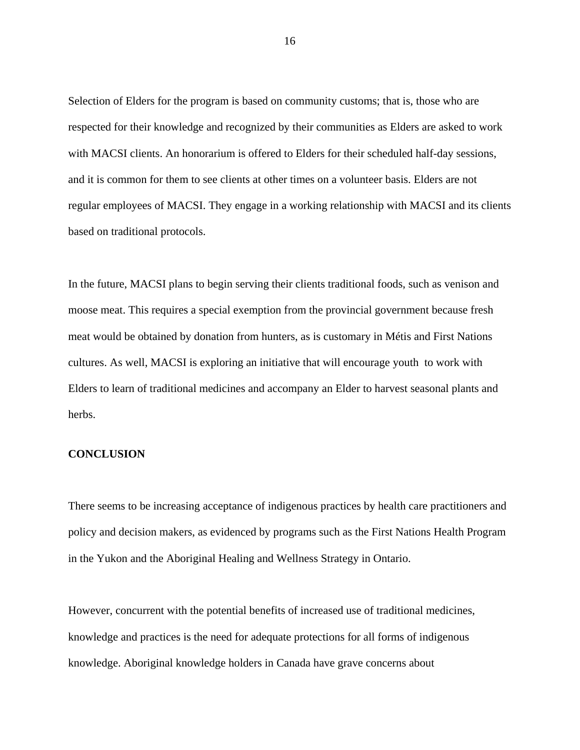Selection of Elders for the program is based on community customs; that is, those who are respected for their knowledge and recognized by their communities as Elders are asked to work with MACSI clients. An honorarium is offered to Elders for their scheduled half-day sessions, and it is common for them to see clients at other times on a volunteer basis. Elders are not regular employees of MACSI. They engage in a working relationship with MACSI and its clients based on traditional protocols.

In the future, MACSI plans to begin serving their clients traditional foods, such as venison and moose meat. This requires a special exemption from the provincial government because fresh meat would be obtained by donation from hunters, as is customary in Métis and First Nations cultures. As well, MACSI is exploring an initiative that will encourage youth to work with Elders to learn of traditional medicines and accompany an Elder to harvest seasonal plants and herbs.

**CONCLUSION**

There seems to be increasing acceptance of indigenous practices by health care practitioners and policy and decision makers, as evidenced by programs such as the First Nations Health Program in the Yukon and the Aboriginal Healing and Wellness Strategy in Ontario.

However, concurrent with the potential benefits of increased use of traditional medicines, knowledge and practices is the need for adequate protections for all forms of indigenous knowledge. Aboriginal knowledge holders in Canada have grave concerns about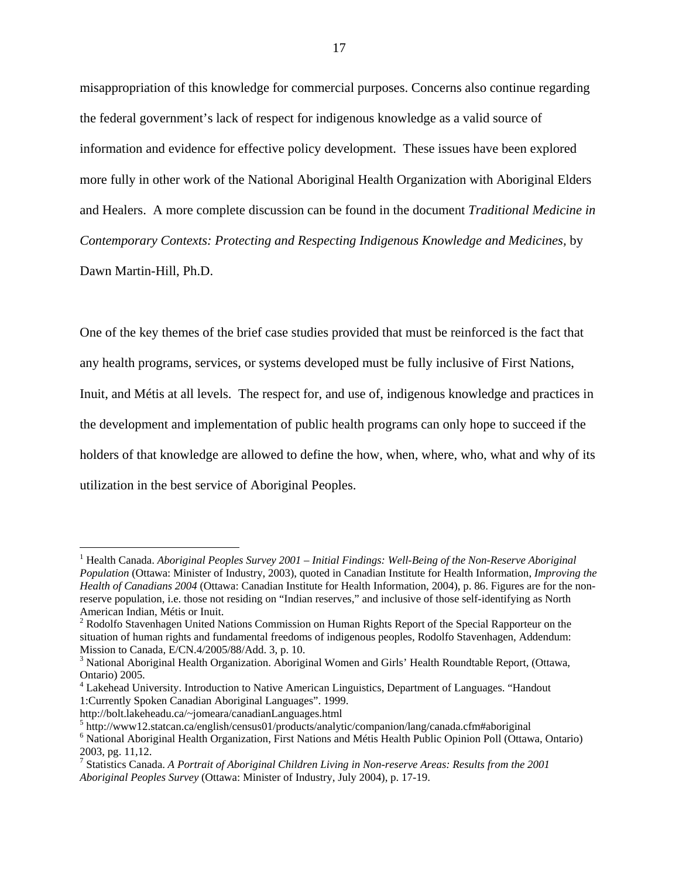misappropriation of this knowledge for commercial purposes. Concerns also continue regarding the federal government's lack of respect for indigenous knowledge as a valid source of information and evidence for effective policy development. These issues have been explored more fully in other work of the National Aboriginal Health Organization with Aboriginal Elders and Healers. A more complete discussion can be found in the document *Traditional Medicine in Contemporary Contexts: Protecting and Respecting Indigenous Knowledge and Medicines*, by Dawn Martin-Hill, Ph.D.

One of the key themes of the brief case studies provided that must be reinforced is the fact that any health programs, services, or systems developed must be fully inclusive of First Nations, Inuit, and Métis at all levels. The respect for, and use of, indigenous knowledge and practices in the development and implementation of public health programs can only hope to succeed if the holders of that knowledge are allowed to define the how, when, where, who, what and why of its utilization in the best service of Aboriginal Peoples.

---

[1] Health Canada. *Aboriginal Peoples Survey 2001 – Initial Findings: Well-Being of the Non-Reserve Aboriginal Population* (Ottawa: Minister of Industry, 2003), quoted in Canadian Institute for Health Information, *Improving the Health of Canadians 2004* (Ottawa: Canadian Institute for Health Information, 2004), p. 86. Figures are for the non-reserve population, i.e. those not residing on "Indian reserves," and inclusive of those self-identifying as North American Indian, Métis or Inuit.

[2] Rodolfo Stavenhagen United Nations Commission on Human Rights Report of the Special Rapporteur on the situation of human rights and fundamental freedoms of indigenous peoples, Rodolfo Stavenhagen, Addendum: Mission to Canada, E/CN.4/2005/88/Add. 3, p. 10.

[3] National Aboriginal Health Organization. Aboriginal Women and Girls' Health Roundtable Report, (Ottawa, Ontario) 2005.

[4] Lakehead University. Introduction to Native American Linguistics, Department of Languages. "Handout 1:Currently Spoken Canadian Aboriginal Languages". 1999. http://bolt.lakeheadu.ca/~jomeara/canadianLanguages.html

[5] http://www12.statcan.ca/english/census01/products/analytic/companion/lang/canada.cfm#aboriginal

[6] National Aboriginal Health Organization, First Nations and Métis Health Public Opinion Poll (Ottawa, Ontario) 2003, pg. 11,12.

[7] Statistics Canada. *A Portrait of Aboriginal Children Living in Non-reserve Areas: Results from the 2001 Aboriginal Peoples Survey* (Ottawa: Minister of Industry, July 2004), p. 17-19.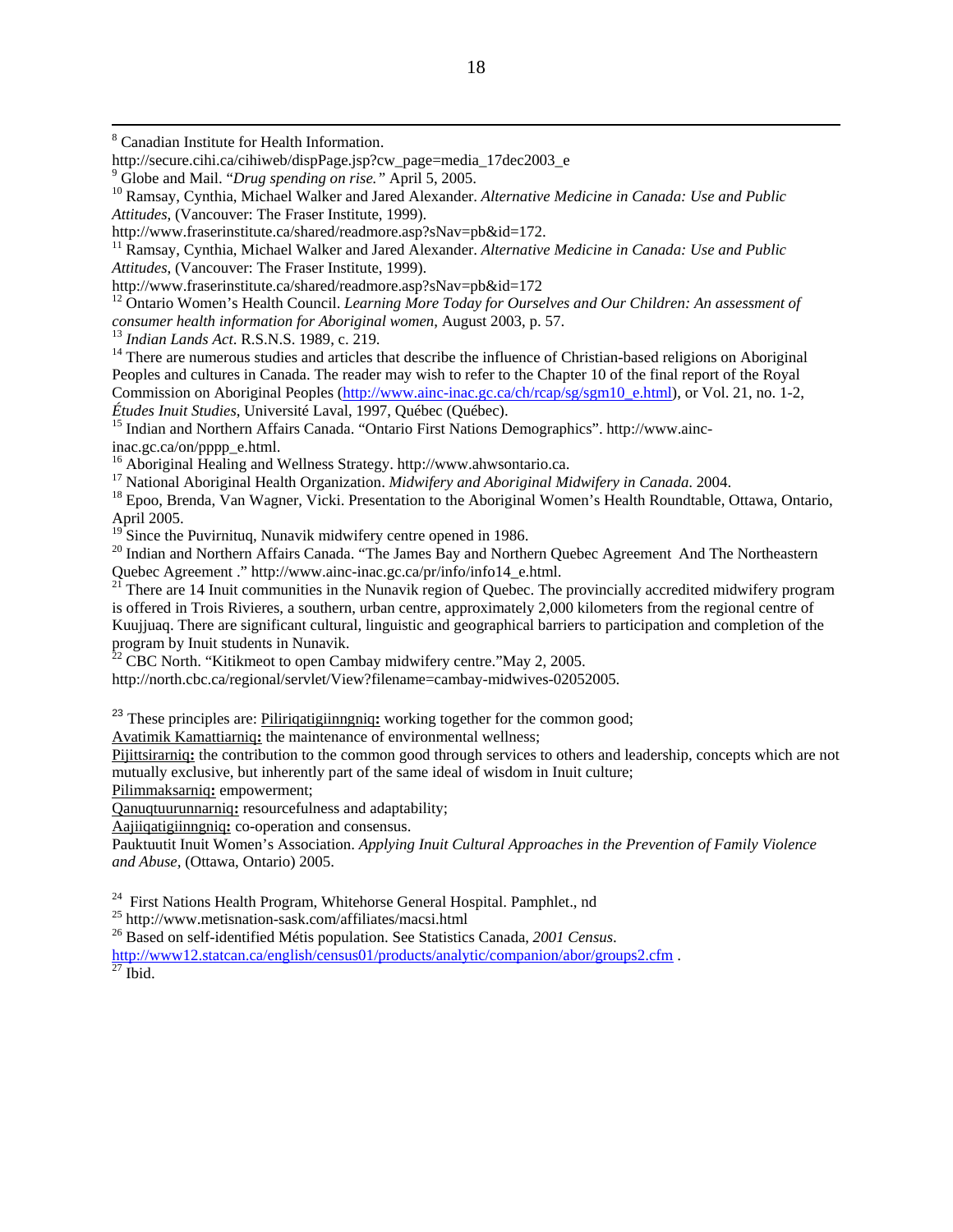[8] Canadian Institute for Health Information.
http://secure.cihi.ca/cihiweb/dispPage.jsp?cw_page=media_17dec2003_e

[9] Globe and Mail. "*Drug spending on rise.*" April 5, 2005.

[10] Ramsay, Cynthia, Michael Walker and Jared Alexander. *Alternative Medicine in Canada: Use and Public Attitudes*, (Vancouver: The Fraser Institute, 1999).
http://www.fraserinstitute.ca/shared/readmore.asp?sNav=pb&id=172.

[11] Ramsay, Cynthia, Michael Walker and Jared Alexander. *Alternative Medicine in Canada: Use and Public Attitudes*, (Vancouver: The Fraser Institute, 1999).
http://www.fraserinstitute.ca/shared/readmore.asp?sNav=pb&id=172

[12] Ontario Women's Health Council. *Learning More Today for Ourselves and Our Children: An assessment of consumer health information for Aboriginal women*, August 2003, p. 57.

[13] *Indian Lands Act*. R.S.N.S. 1989, c. 219.

[14] There are numerous studies and articles that describe the influence of Christian-based religions on Aboriginal Peoples and cultures in Canada. The reader may wish to refer to the Chapter 10 of the final report of the Royal Commission on Aboriginal Peoples (http://www.ainc-inac.gc.ca/ch/rcap/sg/sgm10_e.html), or Vol. 21, no. 1-2, *Études Inuit Studies*, Université Laval, 1997, Québec (Québec).

[15] Indian and Northern Affairs Canada. "Ontario First Nations Demographics". http://www.ainc-inac.gc.ca/on/pppp_e.html.

[16] Aboriginal Healing and Wellness Strategy. http://www.ahwsontario.ca.

[17] National Aboriginal Health Organization. *Midwifery and Aboriginal Midwifery in Canada*. 2004.

[18] Epoo, Brenda, Van Wagner, Vicki. Presentation to the Aboriginal Women's Health Roundtable, Ottawa, Ontario, April 2005.

[19] Since the Puvirnituq, Nunavik midwifery centre opened in 1986.

[20] Indian and Northern Affairs Canada. "The James Bay and Northern Quebec Agreement And The Northeastern Quebec Agreement ." http://www.ainc-inac.gc.ca/pr/info/info14_e.html.

[21] There are 14 Inuit communities in the Nunavik region of Quebec. The provincially accredited midwifery program is offered in Trois Rivieres, a southern, urban centre, approximately 2,000 kilometers from the regional centre of Kuujjuaq. There are significant cultural, linguistic and geographical barriers to participation and completion of the program by Inuit students in Nunavik.

[22] CBC North. "Kitikmeot to open Cambay midwifery centre."May 2, 2005.
http://north.cbc.ca/regional/servlet/View?filename=cambay-midwives-02052005.

[23] These principles are: Piliriqatigiinngniq**:** working together for the common good;
Avatimik Kamattiarniq**:** the maintenance of environmental wellness;
Pijittsirarniq**:** the contribution to the common good through services to others and leadership, concepts which are not mutually exclusive, but inherently part of the same ideal of wisdom in Inuit culture;
Pilimmaksarniq**:** empowerment;
Qanuqtuurunnarniq**:** resourcefulness and adaptability;
Aajiiqatigiinngniq**:** co-operation and consensus.
Pauktuutit Inuit Women's Association. *Applying Inuit Cultural Approaches in the Prevention of Family Violence and Abuse,* (Ottawa, Ontario) 2005.

[24] First Nations Health Program, Whitehorse General Hospital. Pamphlet., nd

[25] http://www.metisnation-sask.com/affiliates/macsi.html

[26] Based on self-identified Métis population. See Statistics Canada, *2001 Census*.
http://www12.statcan.ca/english/census01/products/analytic/companion/abor/groups2.cfm .

[27] Ibid.